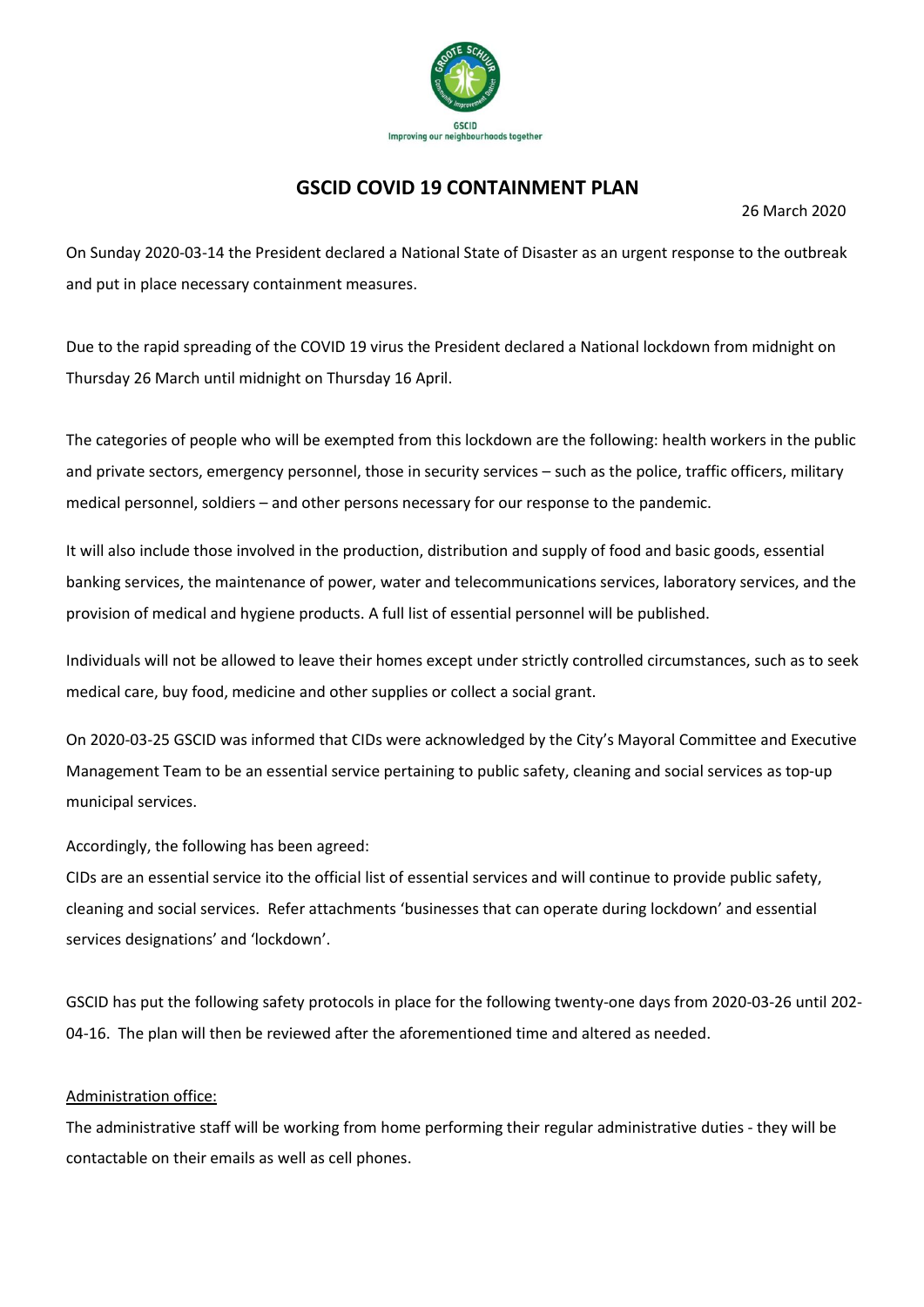GSCID
Improving our neighbourhoods together

# GSCID COVID 19 CONTAINMENT PLAN

26 March 2020

On Sunday 2020-03-14 the President declared a National State of Disaster as an urgent response to the outbreak and put in place necessary containment measures.

Due to the rapid spreading of the COVID 19 virus the President declared a National lockdown from midnight on Thursday 26 March until midnight on Thursday 16 April.

The categories of people who will be exempted from this lockdown are the following: health workers in the public and private sectors, emergency personnel, those in security services – such as the police, traffic officers, military medical personnel, soldiers – and other persons necessary for our response to the pandemic.

It will also include those involved in the production, distribution and supply of food and basic goods, essential banking services, the maintenance of power, water and telecommunications services, laboratory services, and the provision of medical and hygiene products. A full list of essential personnel will be published.

Individuals will not be allowed to leave their homes except under strictly controlled circumstances, such as to seek medical care, buy food, medicine and other supplies or collect a social grant.

On 2020-03-25 GSCID was informed that CIDs were acknowledged by the City's Mayoral Committee and Executive Management Team to be an essential service pertaining to public safety, cleaning and social services as top-up municipal services.

Accordingly, the following has been agreed:
CIDs are an essential service ito the official list of essential services and will continue to provide public safety, cleaning and social services. Refer attachments 'businesses that can operate during lockdown' and essential services designations' and 'lockdown'.

GSCID has put the following safety protocols in place for the following twenty-one days from 2020-03-26 until 202-04-16. The plan will then be reviewed after the aforementioned time and altered as needed.

<u>Administration office:</u>
The administrative staff will be working from home performing their regular administrative duties - they will be contactable on their emails as well as cell phones.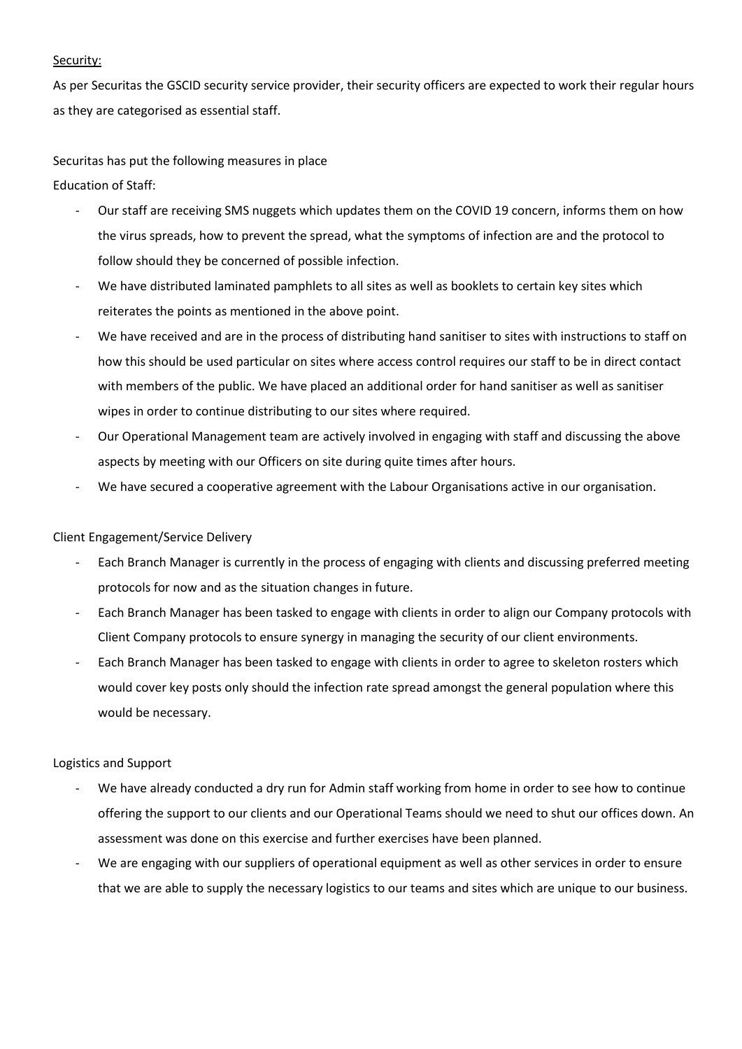Security:

As per Securitas the GSCID security service provider, their security officers are expected to work their regular hours as they are categorised as essential staff.

Securitas has put the following measures in place

Education of Staff:

- Our staff are receiving SMS nuggets which updates them on the COVID 19 concern, informs them on how the virus spreads, how to prevent the spread, what the symptoms of infection are and the protocol to follow should they be concerned of possible infection.
- We have distributed laminated pamphlets to all sites as well as booklets to certain key sites which reiterates the points as mentioned in the above point.
- We have received and are in the process of distributing hand sanitiser to sites with instructions to staff on how this should be used particular on sites where access control requires our staff to be in direct contact with members of the public. We have placed an additional order for hand sanitiser as well as sanitiser wipes in order to continue distributing to our sites where required.
- Our Operational Management team are actively involved in engaging with staff and discussing the above aspects by meeting with our Officers on site during quite times after hours.
- We have secured a cooperative agreement with the Labour Organisations active in our organisation.

Client Engagement/Service Delivery

- Each Branch Manager is currently in the process of engaging with clients and discussing preferred meeting protocols for now and as the situation changes in future.
- Each Branch Manager has been tasked to engage with clients in order to align our Company protocols with Client Company protocols to ensure synergy in managing the security of our client environments.
- Each Branch Manager has been tasked to engage with clients in order to agree to skeleton rosters which would cover key posts only should the infection rate spread amongst the general population where this would be necessary.

Logistics and Support

- We have already conducted a dry run for Admin staff working from home in order to see how to continue offering the support to our clients and our Operational Teams should we need to shut our offices down. An assessment was done on this exercise and further exercises have been planned.
- We are engaging with our suppliers of operational equipment as well as other services in order to ensure that we are able to supply the necessary logistics to our teams and sites which are unique to our business.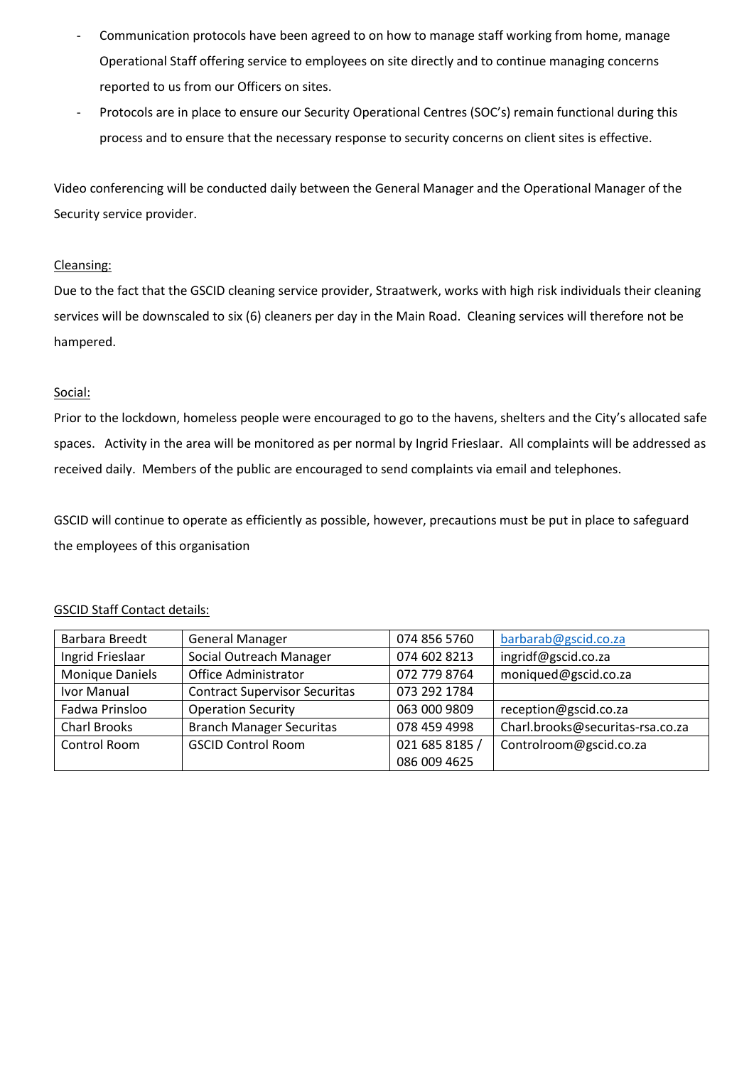- Communication protocols have been agreed to on how to manage staff working from home, manage Operational Staff offering service to employees on site directly and to continue managing concerns reported to us from our Officers on sites.
- Protocols are in place to ensure our Security Operational Centres (SOC's) remain functional during this process and to ensure that the necessary response to security concerns on client sites is effective.

Video conferencing will be conducted daily between the General Manager and the Operational Manager of the Security service provider.

Cleansing:

Due to the fact that the GSCID cleaning service provider, Straatwerk, works with high risk individuals their cleaning services will be downscaled to six (6) cleaners per day in the Main Road. Cleaning services will therefore not be hampered.

Social:

Prior to the lockdown, homeless people were encouraged to go to the havens, shelters and the City's allocated safe spaces. Activity in the area will be monitored as per normal by Ingrid Frieslaar. All complaints will be addressed as received daily. Members of the public are encouraged to send complaints via email and telephones.

GSCID will continue to operate as efficiently as possible, however, precautions must be put in place to safeguard the employees of this organisation

GSCID Staff Contact details:

| | | | |
|---|---|---|---|
| Barbara Breedt | General Manager | 074 856 5760 | barbarab@gscid.co.za |
| Ingrid Frieslaar | Social Outreach Manager | 074 602 8213 | ingridf@gscid.co.za |
| Monique Daniels | Office Administrator | 072 779 8764 | moniqued@gscid.co.za |
| Ivor Manual | Contract Supervisor Securitas | 073 292 1784 | |
| Fadwa Prinsloo | Operation Security | 063 000 9809 | reception@gscid.co.za |
| Charl Brooks | Branch Manager Securitas | 078 459 4998 | Charl.brooks@securitas-rsa.co.za |
| Control Room | GSCID Control Room | 021 685 8185 / 086 009 4625 | Controlroom@gscid.co.za |